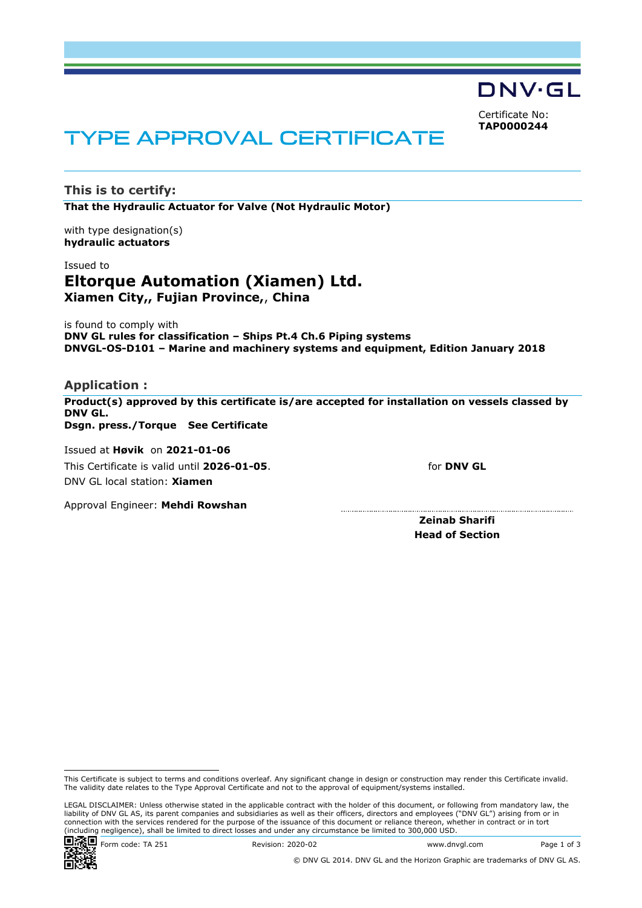DNV·GL

Certificate No:
**TAP0000244**

# TYPE APPROVAL CERTIFICATE

## This is to certify:

**That the Hydraulic Actuator for Valve (Not Hydraulic Motor)**

with type designation(s)
**hydraulic actuators**

Issued to
## Eltorque Automation (Xiamen) Ltd.
**Xiamen City,, Fujian Province,, China**

is found to comply with
**DNV GL rules for classification – Ships Pt.4 Ch.6 Piping systems**
**DNVGL-OS-D101 – Marine and machinery systems and equipment, Edition January 2018**

## Application :

**Product(s) approved by this certificate is/are accepted for installation on vessels classed by DNV GL.**
**Dsgn. press./Torque See Certificate**

Issued at **Høvik** on **2021-01-06**
This Certificate is valid until **2026-01-05**.
DNV GL local station: **Xiamen**

Approval Engineer: **Mehdi Rowshan**

for **DNV GL**

**Zeinab Sharifi**
**Head of Section**

This Certificate is subject to terms and conditions overleaf. Any significant change in design or construction may render this Certificate invalid. The validity date relates to the Type Approval Certificate and not to the approval of equipment/systems installed.

LEGAL DISCLAIMER: Unless otherwise stated in the applicable contract with the holder of this document, or following from mandatory law, the liability of DNV GL AS, its parent companies and subsidiaries as well as their officers, directors and employees ("DNV GL") arising from or in connection with the services rendered for the purpose of the issuance of this document or reliance thereon, whether in contract or in tort (including negligence), shall be limited to direct losses and under any circumstance be limited to 300,000 USD.

Form code: TA 251 Revision: 2020-02 www.dnvgl.com

© DNV GL 2014. DNV GL and the Horizon Graphic are trademarks of DNV GL AS.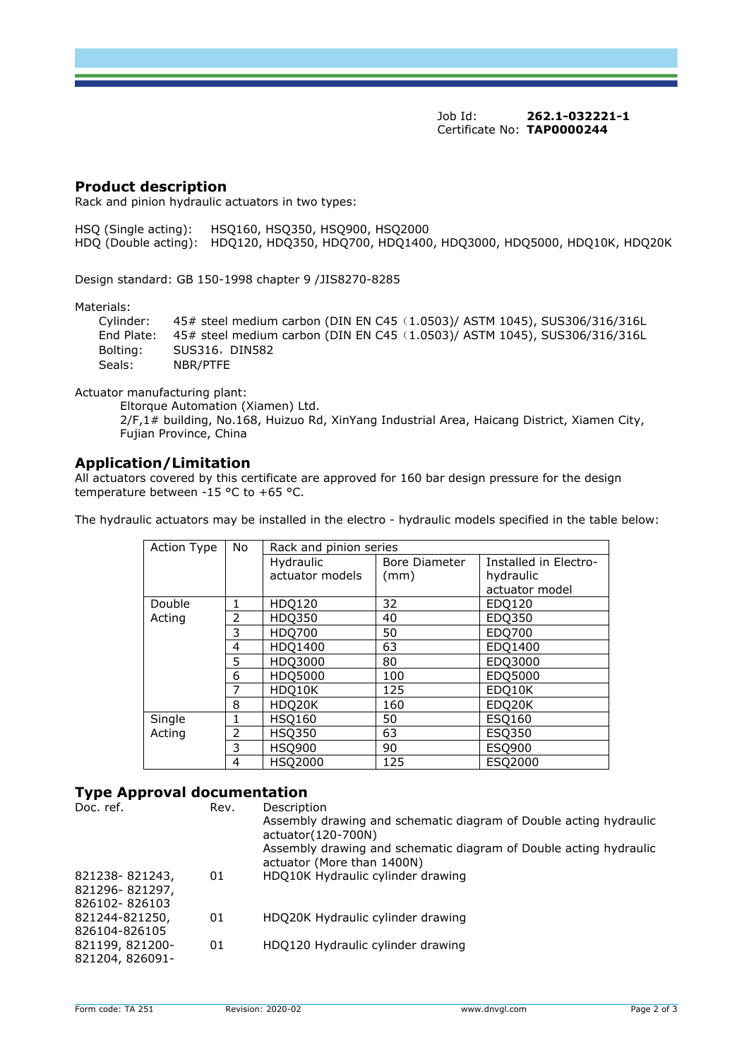Job Id: **262.1-032221-1**
Certificate No: **TAP0000244**

## Product description

Rack and pinion hydraulic actuators in two types:

HSQ (Single acting): HSQ160, HSQ350, HSQ900, HSQ2000
HDQ (Double acting): HDQ120, HDQ350, HDQ700, HDQ1400, HDQ3000, HDQ5000, HDQ10K, HDQ20K

Design standard: GB 150-1998 chapter 9 /JIS8270-8285

Materials:

- Cylinder: 45# steel medium carbon (DIN EN C45（1.0503)/ ASTM 1045), SUS306/316/316L
- End Plate: 45# steel medium carbon (DIN EN C45（1.0503)/ ASTM 1045), SUS306/316/316L
- Bolting: SUS316，DIN582
- Seals: NBR/PTFE

Actuator manufacturing plant:

Eltorque Automation (Xiamen) Ltd.
2/F,1# building, No.168, Huizuo Rd, XinYang Industrial Area, Haicang District, Xiamen City, Fujian Province, China

## Application/Limitation

All actuators covered by this certificate are approved for 160 bar design pressure for the design temperature between -15 °C to +65 °C.

The hydraulic actuators may be installed in the electro - hydraulic models specified in the table below:

| Action Type | No | Rack and pinion series | | |
|---|---|---|---|---|
| | | Hydraulic actuator models | Bore Diameter (mm) | Installed in Electro-hydraulic actuator model |
| Double Acting | 1 | HDQ120 | 32 | EDQ120 |
| | 2 | HDQ350 | 40 | EDQ350 |
| | 3 | HDQ700 | 50 | EDQ700 |
| | 4 | HDQ1400 | 63 | EDQ1400 |
| | 5 | HDQ3000 | 80 | EDQ3000 |
| | 6 | HDQ5000 | 100 | EDQ5000 |
| | 7 | HDQ10K | 125 | EDQ10K |
| | 8 | HDQ20K | 160 | EDQ20K |
| Single Acting | 1 | HSQ160 | 50 | ESQ160 |
| | 2 | HSQ350 | 63 | ESQ350 |
| | 3 | HSQ900 | 90 | ESQ900 |
| | 4 | HSQ2000 | 125 | ESQ2000 |

## Type Approval documentation

| Doc. ref. | Rev. | Description |
|---|---|---|
| | | Assembly drawing and schematic diagram of Double acting hydraulic actuator(120-700N) |
| | | Assembly drawing and schematic diagram of Double acting hydraulic actuator (More than 1400N) |
| 821238- 821243, 821296- 821297, 826102- 826103 | 01 | HDQ10K Hydraulic cylinder drawing |
| 821244-821250, 826104-826105 | 01 | HDQ20K Hydraulic cylinder drawing |
| 821199, 821200-821204, 826091- | 01 | HDQ120 Hydraulic cylinder drawing |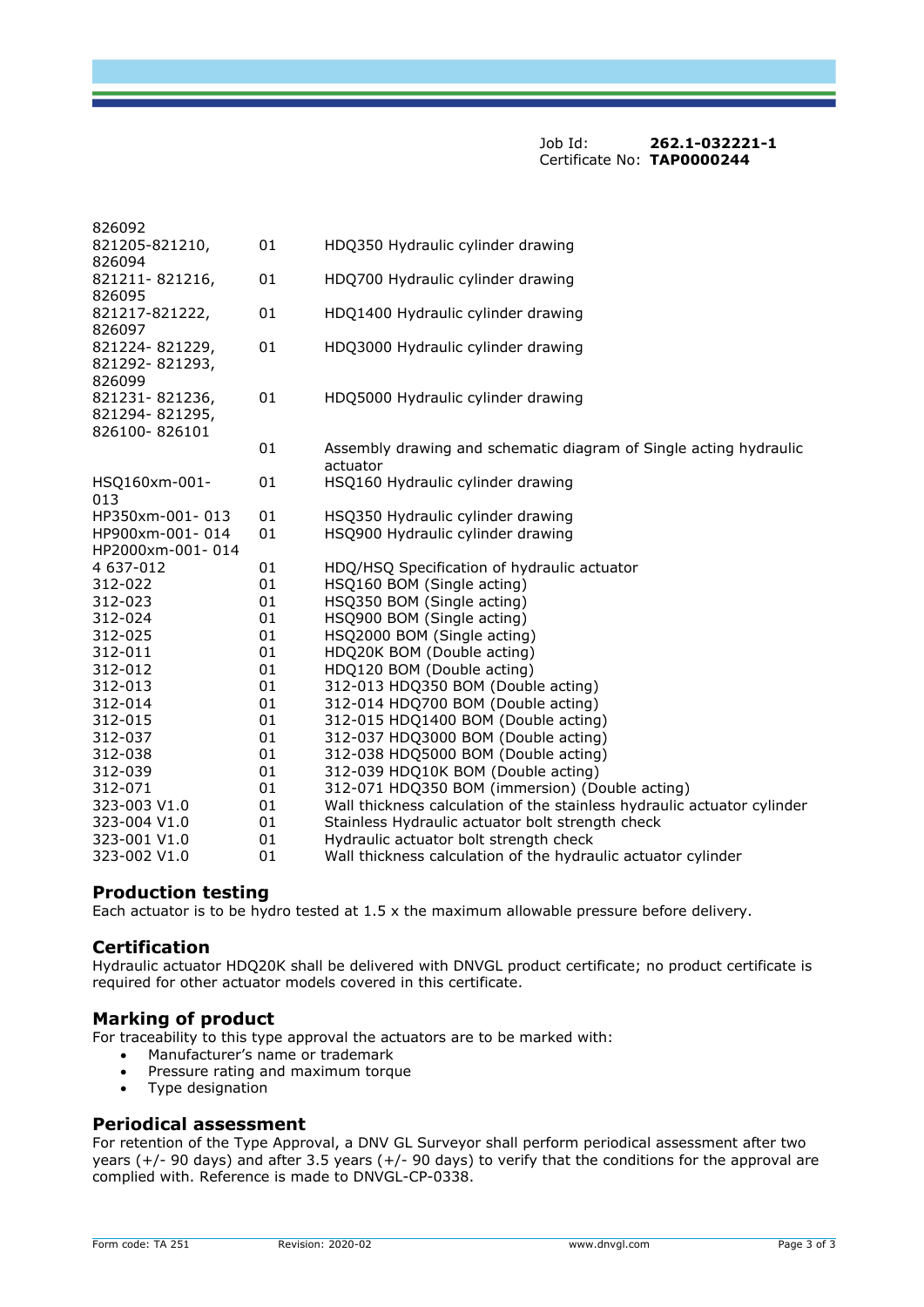Job Id: **262.1-032221-1**
Certificate No: **TAP0000244**

| | | |
|---|---|---|
| 826092 | | |
| 821205-821210, 826094 | 01 | HDQ350 Hydraulic cylinder drawing |
| 821211- 821216, 826095 | 01 | HDQ700 Hydraulic cylinder drawing |
| 821217-821222, 826097 | 01 | HDQ1400 Hydraulic cylinder drawing |
| 821224- 821229, 821292- 821293, 826099 | 01 | HDQ3000 Hydraulic cylinder drawing |
| 821231- 821236, 821294- 821295, 826100- 826101 | 01 | HDQ5000 Hydraulic cylinder drawing |
| | 01 | Assembly drawing and schematic diagram of Single acting hydraulic actuator |
| HSQ160xm-001-013 | 01 | HSQ160 Hydraulic cylinder drawing |
| HP350xm-001- 013 | 01 | HSQ350 Hydraulic cylinder drawing |
| HP900xm-001- 014 HP2000xm-001- 014 | 01 | HSQ900 Hydraulic cylinder drawing |
| 4 637-012 | 01 | HDQ/HSQ Specification of hydraulic actuator |
| 312-022 | 01 | HSQ160 BOM (Single acting) |
| 312-023 | 01 | HSQ350 BOM (Single acting) |
| 312-024 | 01 | HSQ900 BOM (Single acting) |
| 312-025 | 01 | HSQ2000 BOM (Single acting) |
| 312-011 | 01 | HDQ20K BOM (Double acting) |
| 312-012 | 01 | HDQ120 BOM (Double acting) |
| 312-013 | 01 | 312-013 HDQ350 BOM (Double acting) |
| 312-014 | 01 | 312-014 HDQ700 BOM (Double acting) |
| 312-015 | 01 | 312-015 HDQ1400 BOM (Double acting) |
| 312-037 | 01 | 312-037 HDQ3000 BOM (Double acting) |
| 312-038 | 01 | 312-038 HDQ5000 BOM (Double acting) |
| 312-039 | 01 | 312-039 HDQ10K BOM (Double acting) |
| 312-071 | 01 | 312-071 HDQ350 BOM (immersion) (Double acting) |
| 323-003 V1.0 | 01 | Wall thickness calculation of the stainless hydraulic actuator cylinder |
| 323-004 V1.0 | 01 | Stainless Hydraulic actuator bolt strength check |
| 323-001 V1.0 | 01 | Hydraulic actuator bolt strength check |
| 323-002 V1.0 | 01 | Wall thickness calculation of the hydraulic actuator cylinder |

## Production testing

Each actuator is to be hydro tested at 1.5 x the maximum allowable pressure before delivery.

## Certification

Hydraulic actuator HDQ20K shall be delivered with DNVGL product certificate; no product certificate is required for other actuator models covered in this certificate.

## Marking of product

For traceability to this type approval the actuators are to be marked with:

- Manufacturer's name or trademark
- Pressure rating and maximum torque
- Type designation

## Periodical assessment

For retention of the Type Approval, a DNV GL Surveyor shall perform periodical assessment after two years (+/- 90 days) and after 3.5 years (+/- 90 days) to verify that the conditions for the approval are complied with. Reference is made to DNVGL-CP-0338.